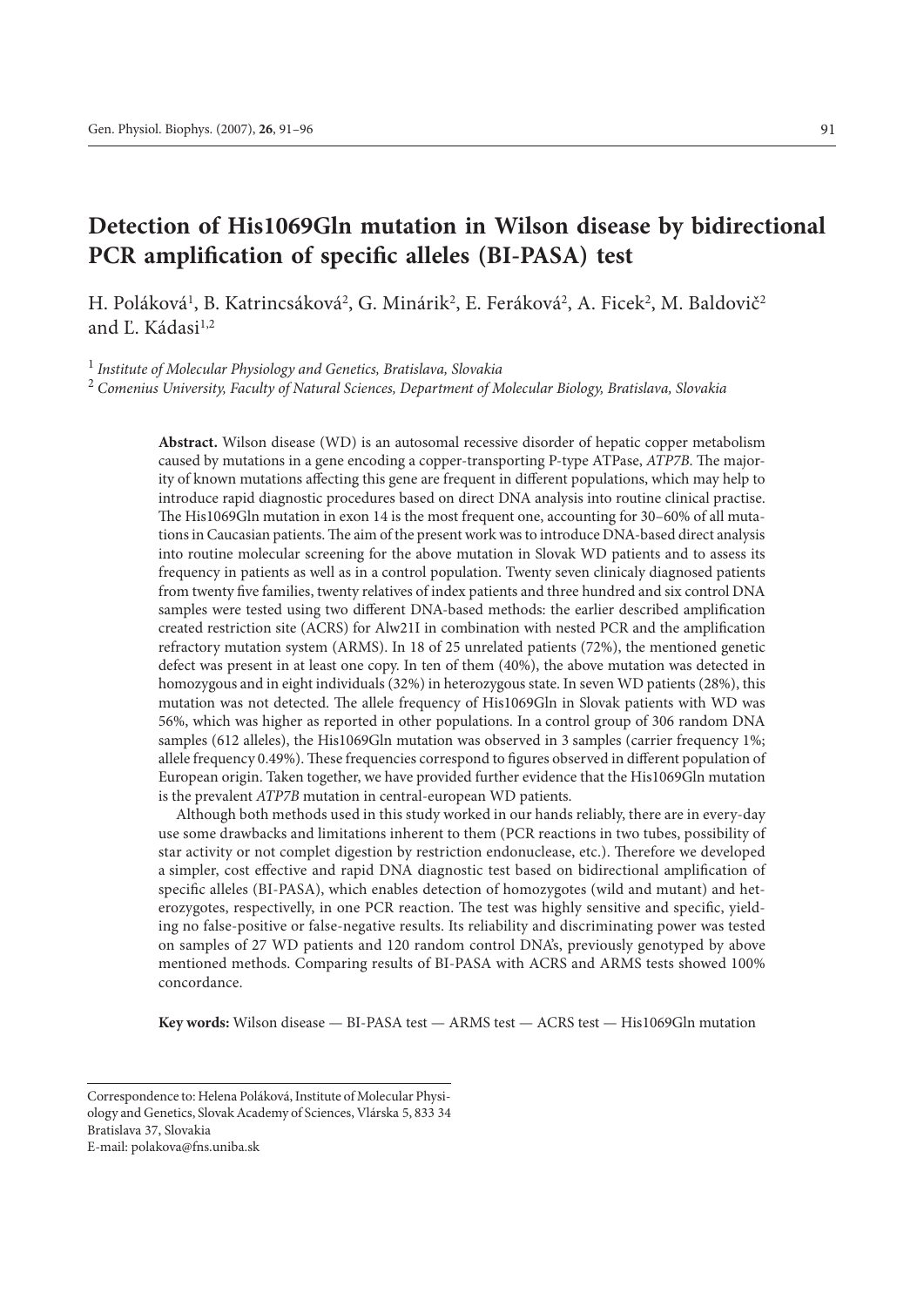# Detection of His1069Gln mutation in Wilson disease by bidirectional PCR amplification of specific alleles (BI-PASA) test

H. Poláková[1], B. Katrincsáková[2], G. Minárik[2], E. Feráková[2], A. Ficek[2], M. Baldovič[2] and Ľ. Kádasi[1,2]

[1] *Institute of Molecular Physiology and Genetics, Bratislava, Slovakia*
[2] *Comenius University, Faculty of Natural Sciences, Department of Molecular Biology, Bratislava, Slovakia*

**Abstract.** Wilson disease (WD) is an autosomal recessive disorder of hepatic copper metabolism caused by mutations in a gene encoding a copper-transporting P-type ATPase, *ATP7B*. The majority of known mutations affecting this gene are frequent in different populations, which may help to introduce rapid diagnostic procedures based on direct DNA analysis into routine clinical practise. The His1069Gln mutation in exon 14 is the most frequent one, accounting for 30–60% of all mutations in Caucasian patients. The aim of the present work was to introduce DNA-based direct analysis into routine molecular screening for the above mutation in Slovak WD patients and to assess its frequency in patients as well as in a control population. Twenty seven clinicaly diagnosed patients from twenty five families, twenty relatives of index patients and three hundred and six control DNA samples were tested using two different DNA-based methods: the earlier described amplification created restriction site (ACRS) for Alw21I in combination with nested PCR and the amplification refractory mutation system (ARMS). In 18 of 25 unrelated patients (72%), the mentioned genetic defect was present in at least one copy. In ten of them (40%), the above mutation was detected in homozygous and in eight individuals (32%) in heterozygous state. In seven WD patients (28%), this mutation was not detected. The allele frequency of His1069Gln in Slovak patients with WD was 56%, which was higher as reported in other populations. In a control group of 306 random DNA samples (612 alleles), the His1069Gln mutation was observed in 3 samples (carrier frequency 1%; allele frequency 0.49%). These frequencies correspond to figures observed in different population of European origin. Taken together, we have provided further evidence that the His1069Gln mutation is the prevalent *ATP7B* mutation in central-european WD patients.

Although both methods used in this study worked in our hands reliably, there are in every-day use some drawbacks and limitations inherent to them (PCR reactions in two tubes, possibility of star activity or not complet digestion by restriction endonuclease, etc.). Therefore we developed a simpler, cost effective and rapid DNA diagnostic test based on bidirectional amplification of specific alleles (BI-PASA), which enables detection of homozygotes (wild and mutant) and heterozygotes, respectivelly, in one PCR reaction. The test was highly sensitive and specific, yielding no false-positive or false-negative results. Its reliability and discriminating power was tested on samples of 27 WD patients and 120 random control DNA's, previously genotyped by above mentioned methods. Comparing results of BI-PASA with ACRS and ARMS tests showed 100% concordance.

**Key words:** Wilson disease — BI-PASA test — ARMS test — ACRS test — His1069Gln mutation

---

Correspondence to: Helena Poláková, Institute of Molecular Physiology and Genetics, Slovak Academy of Sciences, Vlárska 5, 833 34 Bratislava 37, Slovakia
E-mail: polakova@fns.uniba.sk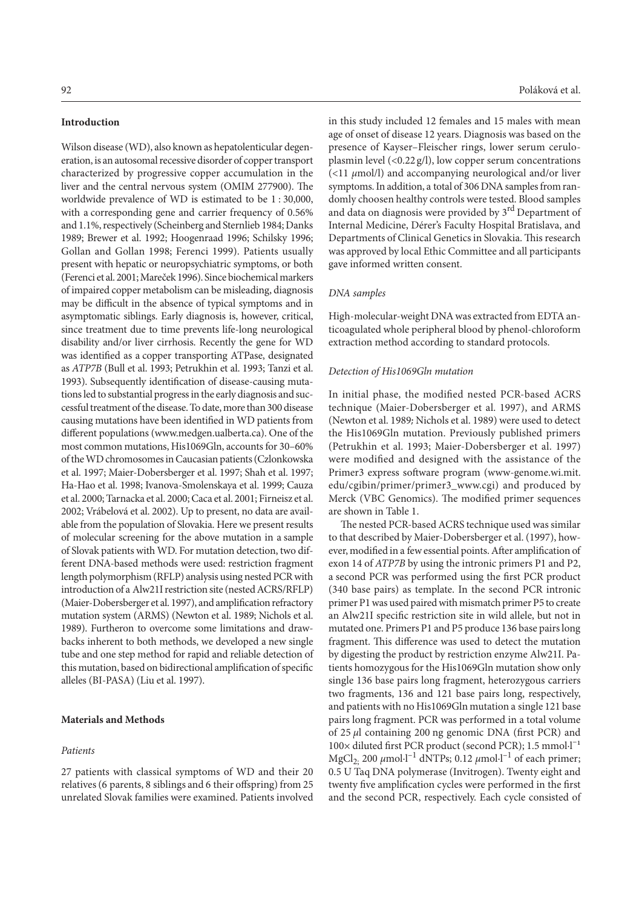## Introduction

Wilson disease (WD), also known as hepatolenticular degeneration, is an autosomal recessive disorder of copper transport characterized by progressive copper accumulation in the liver and the central nervous system (OMIM 277900). The worldwide prevalence of WD is estimated to be 1 : 30,000, with a corresponding gene and carrier frequency of 0.56% and 1.1%, respectively (Scheinberg and Sternlieb 1984; Danks 1989; Brewer et al. 1992; Hoogenraad 1996; Schilsky 1996; Gollan and Gollan 1998; Ferenci 1999). Patients usually present with hepatic or neuropsychiatric symptoms, or both (Ferenci et al. 2001; Mareček 1996). Since biochemical markers of impaired copper metabolism can be misleading, diagnosis may be difficult in the absence of typical symptoms and in asymptomatic siblings. Early diagnosis is, however, critical, since treatment due to time prevents life-long neurological disability and/or liver cirrhosis. Recently the gene for WD was identified as a copper transporting ATPase, designated as *ATP7B* (Bull et al. 1993; Petrukhin et al. 1993; Tanzi et al. 1993). Subsequently identification of disease-causing mutations led to substantial progress in the early diagnosis and successful treatment of the disease. To date, more than 300 disease causing mutations have been identified in WD patients from different populations (www.medgen.ualberta.ca). One of the most common mutations, His1069Gln, accounts for 30–60% of the WD chromosomes in Caucasian patients (Czlonkowska et al. 1997; Maier-Dobersberger et al. 1997; Shah et al. 1997; Ha-Hao et al. 1998; Ivanova-Smolenskaya et al. 1999; Cauza et al. 2000; Tarnacka et al. 2000; Caca et al. 2001; Firneisz et al. 2002; Vrábelová et al. 2002). Up to present, no data are available from the population of Slovakia. Here we present results of molecular screening for the above mutation in a sample of Slovak patients with WD. For mutation detection, two different DNA-based methods were used: restriction fragment length polymorphism (RFLP) analysis using nested PCR with introduction of a Alw21I restriction site (nested ACRS/RFLP) (Maier-Dobersberger et al. 1997), and amplification refractory mutation system (ARMS) (Newton et al. 1989; Nichols et al. 1989). Furtheron to overcome some limitations and drawbacks inherent to both methods, we developed a new single tube and one step method for rapid and reliable detection of this mutation, based on bidirectional amplification of specific alleles (BI-PASA) (Liu et al. 1997).

## Materials and Methods

### *Patients*

27 patients with classical symptoms of WD and their 20 relatives (6 parents, 8 siblings and 6 their offspring) from 25 unrelated Slovak families were examined. Patients involved in this study included 12 females and 15 males with mean age of onset of disease 12 years. Diagnosis was based on the presence of Kayser–Fleischer rings, lower serum ceruloplasmin level (<0.22 g/l), low copper serum concentrations (<11 $\mu$mol/l) and accompanying neurological and/or liver symptoms. In addition, a total of 306 DNA samples from randomly choosen healthy controls were tested. Blood samples and data on diagnosis were provided by 3[rd] Department of Internal Medicine, Dérer's Faculty Hospital Bratislava, and Departments of Clinical Genetics in Slovakia. This research was approved by local Ethic Committee and all participants gave informed written consent.

### *DNA samples*

High-molecular-weight DNA was extracted from EDTA anticoagulated whole peripheral blood by phenol-chloroform extraction method according to standard protocols.

### *Detection of His1069Gln mutation*

In initial phase, the modified nested PCR-based ACRS technique (Maier-Dobersberger et al. 1997), and ARMS (Newton et al. 1989; Nichols et al. 1989) were used to detect the His1069Gln mutation. Previously published primers (Petrukhin et al. 1993; Maier-Dobersberger et al. 1997) were modified and designed with the assistance of the Primer3 express software program (www-genome.wi.mit.edu/cgibin/primer/primer3_www.cgi) and produced by Merck (VBC Genomics). The modified primer sequences are shown in Table 1.

The nested PCR-based ACRS technique used was similar to that described by Maier-Dobersberger et al. (1997), however, modified in a few essential points. After amplification of exon 14 of *ATP7B* by using the intronic primers P1 and P2, a second PCR was performed using the first PCR product (340 base pairs) as template. In the second PCR intronic primer P1 was used paired with mismatch primer P5 to create an Alw21I specific restriction site in wild allele, but not in mutated one. Primers P1 and P5 produce 136 base pairs long fragment. This difference was used to detect the mutation by digesting the product by restriction enzyme Alw21I. Patients homozygous for the His1069Gln mutation show only single 136 base pairs long fragment, heterozygous carriers two fragments, 136 and 121 base pairs long, respectively, and patients with no His1069Gln mutation a single 121 base pairs long fragment. PCR was performed in a total volume of 25 $\mu$l containing 200 ng genomic DNA (first PCR) and 100× diluted first PCR product (second PCR); 1.5 mmol·l$^{-1}$ $MgCl_2$, 200 $\mu$mol·l$^{-1}$ dNTPs; 0.12 $\mu$mol·l$^{-1}$ of each primer; 0.5 U Taq DNA polymerase (Invitrogen). Twenty eight and twenty five amplification cycles were performed in the first and the second PCR, respectively. Each cycle consisted of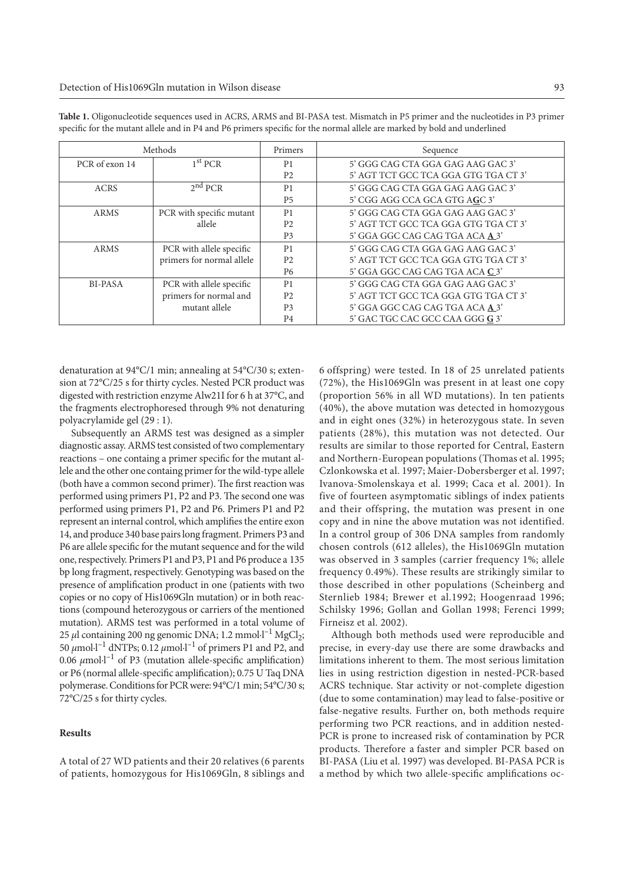**Table 1.** Oligonucleotide sequences used in ACRS, ARMS and BI-PASA test. Mismatch in P5 primer and the nucleotides in P3 primer specific for the mutant allele and in P4 and P6 primers specific for the normal allele are marked by bold and underlined

| Methods | | Primers | Sequence |
|---|---|---|---|
| PCR of exon 14 | 1st PCR | P1 | 5' GGG CAG CTA GGA GAG AAG GAC 3' |
| | | P2 | 5' AGT TCT GCC TCA GGA GTG TGA CT 3' |
| ACRS | 2nd PCR | P1 | 5' GGG CAG CTA GGA GAG AAG GAC 3' |
| | | P5 | 5' CGG AGG CCA GCA GTG A**<u>G</u>**C 3' |
| ARMS | PCR with specific mutant allele | P1 | 5' GGG CAG CTA GGA GAG AAG GAC 3' |
| | | P2 | 5' AGT TCT GCC TCA GGA GTG TGA CT 3' |
| | | P3 | 5' GGA GGC CAG CAG TGA ACA **<u>A</u>** 3' |
| ARMS | PCR with allele specific primers for normal allele | P1 | 5' GGG CAG CTA GGA GAG AAG GAC 3' |
| | | P2 | 5' AGT TCT GCC TCA GGA GTG TGA CT 3' |
| | | P6 | 5' GGA GGC CAG CAG TGA ACA **<u>C</u>** 3' |
| BI-PASA | PCR with allele specific primers for normal and mutant allele | P1 | 5' GGG CAG CTA GGA GAG AAG GAC 3' |
| | | P2 | 5' AGT TCT GCC TCA GGA GTG TGA CT 3' |
| | | P3 | 5' GGA GGC CAG CAG TGA ACA **<u>A</u>** 3' |
| | | P4 | 5' GAC TGC CAC GCC CAA GGG **<u>G</u>** 3' |

denaturation at 94°C/1 min; annealing at 54°C/30 s; extension at 72°C/25 s for thirty cycles. Nested PCR product was digested with restriction enzyme Alw21I for 6 h at 37°C, and the fragments electrophoresed through 9% not denaturing polyacrylamide gel (29 : 1).

Subsequently an ARMS test was designed as a simpler diagnostic assay. ARMS test consisted of two complementary reactions – one containg a primer specific for the mutant allele and the other one containg primer for the wild-type allele (both have a common second primer). The first reaction was performed using primers P1, P2 and P3. The second one was performed using primers P1, P2 and P6. Primers P1 and P2 represent an internal control, which amplifies the entire exon 14, and produce 340 base pairs long fragment. Primers P3 and P6 are allele specific for the mutant sequence and for the wild one, respectively. Primers P1 and P3, P1 and P6 produce a 135 bp long fragment, respectively. Genotyping was based on the presence of amplification product in one (patients with two copies or no copy of His1069Gln mutation) or in both reactions (compound heterozygous or carriers of the mentioned mutation). ARMS test was performed in a total volume of 25 $\mu$l containing 200 ng genomic DNA; 1.2 $mmol \cdot l^{-1}$ $MgCl_2$; 50 $\mu mol \cdot l^{-1}$ dNTPs; 0.12 $\mu mol \cdot l^{-1}$ of primers P1 and P2, and 0.06 $\mu mol \cdot l^{-1}$ of P3 (mutation allele-specific amplification) or P6 (normal allele-specific amplification); 0.75 U Taq DNA polymerase. Conditions for PCR were: 94°C/1 min; 54°C/30 s; 72°C/25 s for thirty cycles.

## Results

A total of 27 WD patients and their 20 relatives (6 parents of patients, homozygous for His1069Gln, 8 siblings and 6 offspring) were tested. In 18 of 25 unrelated patients (72%), the His1069Gln was present in at least one copy (proportion 56% in all WD mutations). In ten patients (40%), the above mutation was detected in homozygous and in eight ones (32%) in heterozygous state. In seven patients (28%), this mutation was not detected. Our results are similar to those reported for Central, Eastern and Northern-European populations (Thomas et al. 1995; Czlonkowska et al. 1997; Maier-Dobersberger et al. 1997; Ivanova-Smolenskaya et al. 1999; Caca et al. 2001). In five of fourteen asymptomatic siblings of index patients and their offspring, the mutation was present in one copy and in nine the above mutation was not identified. In a control group of 306 DNA samples from randomly chosen controls (612 alleles), the His1069Gln mutation was observed in 3 samples (carrier frequency 1%; allele frequency 0.49%). These results are strikingly similar to those described in other populations (Scheinberg and Sternlieb 1984; Brewer et al.1992; Hoogenraad 1996; Schilsky 1996; Gollan and Gollan 1998; Ferenci 1999; Firneisz et al. 2002).

Although both methods used were reproducible and precise, in every-day use there are some drawbacks and limitations inherent to them. The most serious limitation lies in using restriction digestion in nested-PCR-based ACRS technique. Star activity or not-complete digestion (due to some contamination) may lead to false-positive or false-negative results. Further on, both methods require performing two PCR reactions, and in addition nested-PCR is prone to increased risk of contamination by PCR products. Therefore a faster and simpler PCR based on BI-PASA (Liu et al. 1997) was developed. BI-PASA PCR is a method by which two allele-specific amplifications oc-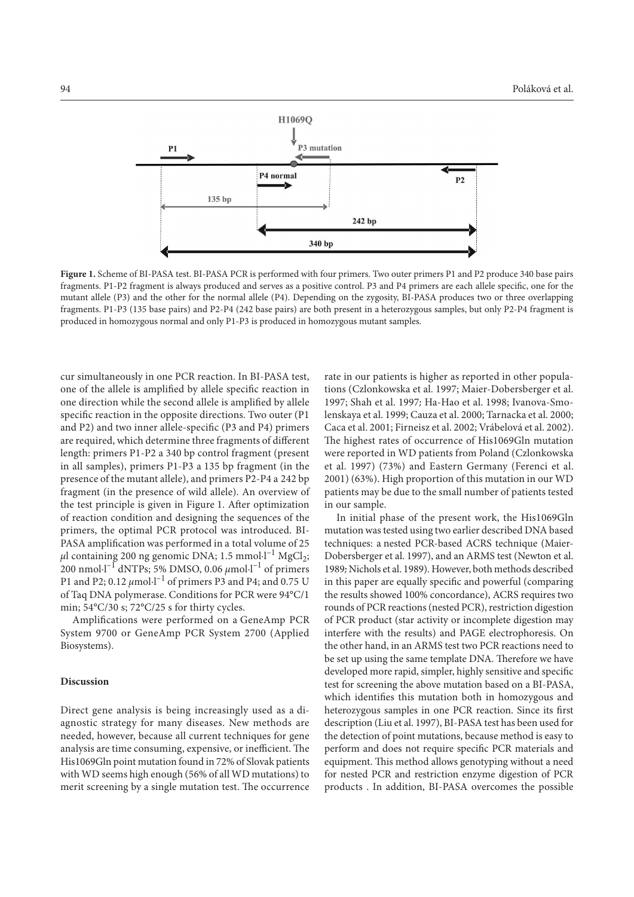**Figure 1.** Scheme of BI-PASA test. BI-PASA PCR is performed with four primers. Two outer primers P1 and P2 produce 340 base pairs fragments. P1-P2 fragment is always produced and serves as a positive control. P3 and P4 primers are each allele specific, one for the mutant allele (P3) and the other for the normal allele (P4). Depending on the zygosity, BI-PASA produces two or three overlapping fragments. P1-P3 (135 base pairs) and P2-P4 (242 base pairs) are both present in a heterozygous samples, but only P2-P4 fragment is produced in homozygous normal and only P1-P3 is produced in homozygous mutant samples.

cur simultaneously in one PCR reaction. In BI-PASA test, one of the allele is amplified by allele specific reaction in one direction while the second allele is amplified by allele specific reaction in the opposite directions. Two outer (P1 and P2) and two inner allele-specific (P3 and P4) primers are required, which determine three fragments of different length: primers P1-P2 a 340 bp control fragment (present in all samples), primers P1-P3 a 135 bp fragment (in the presence of the mutant allele), and primers P2-P4 a 242 bp fragment (in the presence of wild allele). An overview of the test principle is given in Figure 1. After optimization of reaction condition and designing the sequences of the primers, the optimal PCR protocol was introduced. BI-PASA amplification was performed in a total volume of 25 $\mu$l containing 200 ng genomic DNA; 1.5 $\text{mmol·l}^{-1}$ $MgCl_2$; 200 $\text{nmol·l}^{-1}$ dNTPs; 5% DMSO, 0.06 $\mu\text{mol·l}^{-1}$ of primers P1 and P2; 0.12 $\mu\text{mol·l}^{-1}$ of primers P3 and P4; and 0.75 U of Taq DNA polymerase. Conditions for PCR were 94°C/1 min; 54°C/30 s; 72°C/25 s for thirty cycles.

Amplifications were performed on a GeneAmp PCR System 9700 or GeneAmp PCR System 2700 (Applied Biosystems).

## Discussion

Direct gene analysis is being increasingly used as a diagnostic strategy for many diseases. New methods are needed, however, because all current techniques for gene analysis are time consuming, expensive, or inefficient. The His1069Gln point mutation found in 72% of Slovak patients with WD seems high enough (56% of all WD mutations) to merit screening by a single mutation test. The occurrence rate in our patients is higher as reported in other populations (Czlonkowska et al. 1997; Maier-Dobersberger et al. 1997; Shah et al. 1997; Ha-Hao et al. 1998; Ivanova-Smolenskaya et al. 1999; Cauza et al. 2000; Tarnacka et al. 2000; Caca et al. 2001; Firneisz et al. 2002; Vrábelová et al. 2002). The highest rates of occurrence of His1069Gln mutation were reported in WD patients from Poland (Czlonkowska et al. 1997) (73%) and Eastern Germany (Ferenci et al. 2001) (63%). High proportion of this mutation in our WD patients may be due to the small number of patients tested in our sample.

In initial phase of the present work, the His1069Gln mutation was tested using two earlier described DNA based techniques: a nested PCR-based ACRS technique (Maier-Dobersberger et al. 1997), and an ARMS test (Newton et al. 1989; Nichols et al. 1989). However, both methods described in this paper are equally specific and powerful (comparing the results showed 100% concordance), ACRS requires two rounds of PCR reactions (nested PCR), restriction digestion of PCR product (star activity or incomplete digestion may interfere with the results) and PAGE electrophoresis. On the other hand, in an ARMS test two PCR reactions need to be set up using the same template DNA. Therefore we have developed more rapid, simpler, highly sensitive and specific test for screening the above mutation based on a BI-PASA, which identifies this mutation both in homozygous and heterozygous samples in one PCR reaction. Since its first description (Liu et al. 1997), BI-PASA test has been used for the detection of point mutations, because method is easy to perform and does not require specific PCR materials and equipment. This method allows genotyping without a need for nested PCR and restriction enzyme digestion of PCR products . In addition, BI-PASA overcomes the possible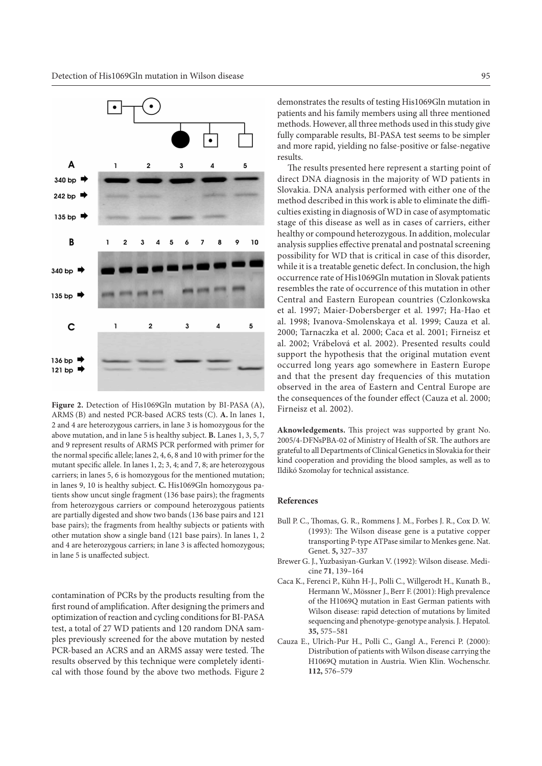**Figure 2.** Detection of His1069Gln mutation by BI-PASA (A), ARMS (B) and nested PCR-based ACRS tests (C). **A.** In lanes 1, 2 and 4 are heterozygous carriers, in lane 3 is homozygous for the above mutation, and in lane 5 is healthy subject. **B.** Lanes 1, 3, 5, 7 and 9 represent results of ARMS PCR performed with primer for the normal specific allele; lanes 2, 4, 6, 8 and 10 with primer for the mutant specific allele. In lanes 1, 2; 3, 4; and 7, 8; are heterozygous carriers; in lanes 5, 6 is homozygous for the mentioned mutation; in lanes 9, 10 is healthy subject. **C.** His1069Gln homozygous patients show uncut single fragment (136 base pairs); the fragments from heterozygous carriers or compound heterozygous patients are partially digested and show two bands (136 base pairs and 121 base pairs); the fragments from healthy subjects or patients with other mutation show a single band (121 base pairs). In lanes 1, 2 and 4 are heterozygous carriers; in lane 3 is affected homozygous; in lane 5 is unaffected subject.

contamination of PCRs by the products resulting from the first round of amplification. After designing the primers and optimization of reaction and cycling conditions for BI-PASA test, a total of 27 WD patients and 120 random DNA samples previously screened for the above mutation by nested PCR-based an ACRS and an ARMS assay were tested. The results observed by this technique were completely identical with those found by the above two methods. Figure 2 demonstrates the results of testing His1069Gln mutation in patients and his family members using all three mentioned methods. However, all three methods used in this study give fully comparable results, BI-PASA test seems to be simpler and more rapid, yielding no false-positive or false-negative results.

The results presented here represent a starting point of direct DNA diagnosis in the majority of WD patients in Slovakia. DNA analysis performed with either one of the method described in this work is able to eliminate the difficulties existing in diagnosis of WD in case of asymptomatic stage of this disease as well as in cases of carriers, either healthy or compound heterozygous. In addition, molecular analysis supplies effective prenatal and postnatal screening possibility for WD that is critical in case of this disorder, while it is a treatable genetic defect. In conclusion, the high occurrence rate of His1069Gln mutation in Slovak patients resembles the rate of occurrence of this mutation in other Central and Eastern European countries (Czlonkowska et al. 1997; Maier-Dobersberger et al. 1997; Ha-Hao et al. 1998; Ivanova-Smolenskaya et al. 1999; Cauza et al. 2000; Tarnaczka et al. 2000; Caca et al. 2001; Firneisz et al. 2002; Vrábelová et al. 2002). Presented results could support the hypothesis that the original mutation event occurred long years ago somewhere in Eastern Europe and that the present day frequencies of this mutation observed in the area of Eastern and Central Europe are the consequences of the founder effect (Cauza et al. 2000; Firneisz et al. 2002).

**Aknowledgements.** This project was supported by grant No. 2005/4-DFNsPBA-02 of Ministry of Health of SR. The authors are grateful to all Departments of Clinical Genetics in Slovakia for their kind cooperation and providing the blood samples, as well as to Ildikó Szomolay for technical assistance.

## References

Bull P. C., Thomas, G. R., Rommens J. M., Forbes J. R., Cox D. W. (1993): The Wilson disease gene is a putative copper transporting P-type ATPase similar to Menkes gene. Nat. Genet. **5,** 327–337

Brewer G. J., Yuzbasiyan-Gurkan V. (1992): Wilson disease. Medicine **71**, 139–164

Caca K., Ferenci P., Kühn H-J., Polli C., Willgerodt H., Kunath B., Hermann W., Mössner J., Berr F. (2001): High prevalence of the H1069Q mutation in East German patients with Wilson disease: rapid detection of mutations by limited sequencing and phenotype-genotype analysis. J. Hepatol. **35,** 575–581

Cauza E., Ulrich-Pur H., Polli C., Gangl A., Ferenci P. (2000): Distribution of patients with Wilson disease carrying the H1069Q mutation in Austria. Wien Klin. Wochenschr. **112,** 576–579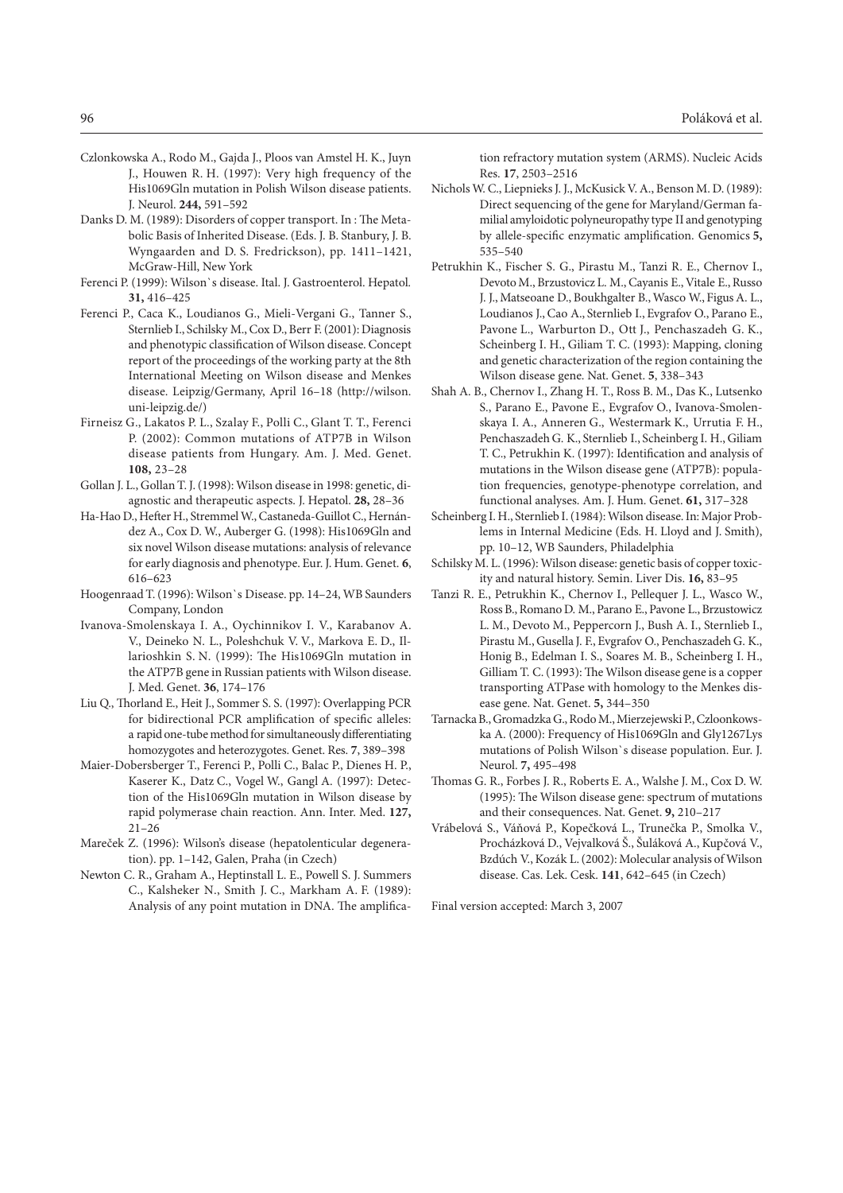Czlonkowska A., Rodo M., Gajda J., Ploos van Amstel H. K., Juyn J., Houwen R. H. (1997): Very high frequency of the His1069Gln mutation in Polish Wilson disease patients. J. Neurol. **244,** 591–592

Danks D. M. (1989): Disorders of copper transport. In : The Metabolic Basis of Inherited Disease. (Eds. J. B. Stanbury, J. B. Wyngaarden and D. S. Fredrickson), pp. 1411–1421, McGraw-Hill, New York

Ferenci P. (1999): Wilson`s disease. Ital. J. Gastroenterol. Hepatol. **31,** 416–425

Ferenci P., Caca K., Loudianos G., Mieli-Vergani G., Tanner S., Sternlieb I., Schilsky M., Cox D., Berr F. (2001): Diagnosis and phenotypic classification of Wilson disease. Concept report of the proceedings of the working party at the 8th International Meeting on Wilson disease and Menkes disease. Leipzig/Germany, April 16–18 (http://wilson.uni-leipzig.de/)

Firneisz G., Lakatos P. L., Szalay F., Polli C., Glant T. T., Ferenci P. (2002): Common mutations of ATP7B in Wilson disease patients from Hungary. Am. J. Med. Genet. **108,** 23–28

Gollan J. L., Gollan T. J. (1998): Wilson disease in 1998: genetic, diagnostic and therapeutic aspects. J. Hepatol. **28,** 28–36

Ha-Hao D., Hefter H., Stremmel W., Castaneda-Guillot C., Hernández A., Cox D. W., Auberger G. (1998): His1069Gln and six novel Wilson disease mutations: analysis of relevance for early diagnosis and phenotype. Eur. J. Hum. Genet. **6**, 616–623

Hoogenraad T. (1996): Wilson`s Disease. pp. 14–24, WB Saunders Company, London

Ivanova-Smolenskaya I. A., Ovchinnikov I. V., Karabanov A. V., Deineko N. L., Poleshchuk V. V., Markova E. D., Illarioshkin S. N. (1999): The His1069Gln mutation in the ATP7B gene in Russian patients with Wilson disease. J. Med. Genet. **36**, 174–176

Liu Q., Thorland E., Heit J., Sommer S. S. (1997): Overlapping PCR for bidirectional PCR amplification of specific alleles: a rapid one-tube method for simultaneously differentiating homozygotes and heterozygotes. Genet. Res. **7**, 389–398

Maier-Dobersberger T., Ferenci P., Polli C., Balac P., Dienes H. P., Kaserer K., Datz C., Vogel W., Gangl A. (1997): Detection of the His1069Gln mutation in Wilson disease by rapid polymerase chain reaction. Ann. Inter. Med. **127,** 21–26

Mareček Z. (1996): Wilson's disease (hepatolenticular degeneration). pp. 1–142, Galen, Praha (in Czech)

Newton C. R., Graham A., Heptinstall L. E., Powell S. J. Summers C., Kalsheker N., Smith J. C., Markham A. F. (1989): Analysis of any point mutation in DNA. The amplification refractory mutation system (ARMS). Nucleic Acids Res. **17**, 2503–2516

Nichols W. C., Liepnieks J. J., McKusick V. A., Benson M. D. (1989): Direct sequencing of the gene for Maryland/German familial amyloidotic polyneuropathy type II and genotyping by allele-specific enzymatic amplification. Genomics **5,** 535–540

Petrukhin K., Fischer S. G., Pirastu M., Tanzi R. E., Chernov I., Devoto M., Brzustovicz L. M., Cayanis E., Vitale E., Russo J. J., Matseoane D., Boukhgalter B., Wasco W., Figus A. L., Loudianos J., Cao A., Sternlieb I., Evgrafov O., Parano E., Pavone L., Warburton D., Ott J., Penchaszadeh G. K., Scheinberg I. H., Giliam T. C. (1993): Mapping, cloning and genetic characterization of the region containing the Wilson disease gene. Nat. Genet. **5**, 338–343

Shah A. B., Chernov I., Zhang H. T., Ross B. M., Das K., Lutsenko S., Parano E., Pavone E., Evgrafov O., Ivanova-Smolenskaya I. A., Anneren G., Westermark K., Urrutia F. H., Penchaszadeh G. K., Sternlieb I., Scheinberg I. H., Giliam T. C., Petrukhin K. (1997): Identification and analysis of mutations in the Wilson disease gene (ATP7B): population frequencies, genotype-phenotype correlation, and functional analyses. Am. J. Hum. Genet. **61,** 317–328

Scheinberg I. H., Sternlieb I. (1984): Wilson disease. In: Major Problems in Internal Medicine (Eds. H. Lloyd and J. Smith), pp. 10–12, WB Saunders, Philadelphia

Schilsky M. L. (1996): Wilson disease: genetic basis of copper toxicity and natural history. Semin. Liver Dis. **16,** 83–95

Tanzi R. E., Petrukhin K., Chernov I., Pellequer J. L., Wasco W., Ross B., Romano D. M., Parano E., Pavone L., Brzustowicz L. M., Devoto M., Peppercorn J., Bush A. I., Sternlieb I., Pirastu M., Gusella J. F., Evgrafov O., Penchaszadeh G. K., Honig B., Edelman I. S., Soares M. B., Scheinberg I. H., Gilliam T. C. (1993): The Wilson disease gene is a copper transporting ATPase with homology to the Menkes disease gene. Nat. Genet. **5,** 344–350

Tarnacka B., Gromadzka G., Rodo M., Mierzejewski P., Czloonkowska A. (2000): Frequency of His1069Gln and Gly1267Lys mutations of Polish Wilson`s disease population. Eur. J. Neurol. **7,** 495–498

Thomas G. R., Forbes J. R., Roberts E. A., Walshe J. M., Cox D. W. (1995): The Wilson disease gene: spectrum of mutations and their consequences. Nat. Genet. **9,** 210–217

Vrábelová S., Váňová P., Kopečková L., Trunečka P., Smolka V., Procházková D., Vejvalková Š., Šuláková A., Kupčová V., Bzdúch V., Kozák L. (2002): Molecular analysis of Wilson disease. Cas. Lek. Cesk. **141**, 642–645 (in Czech)

Final version accepted: March 3, 2007